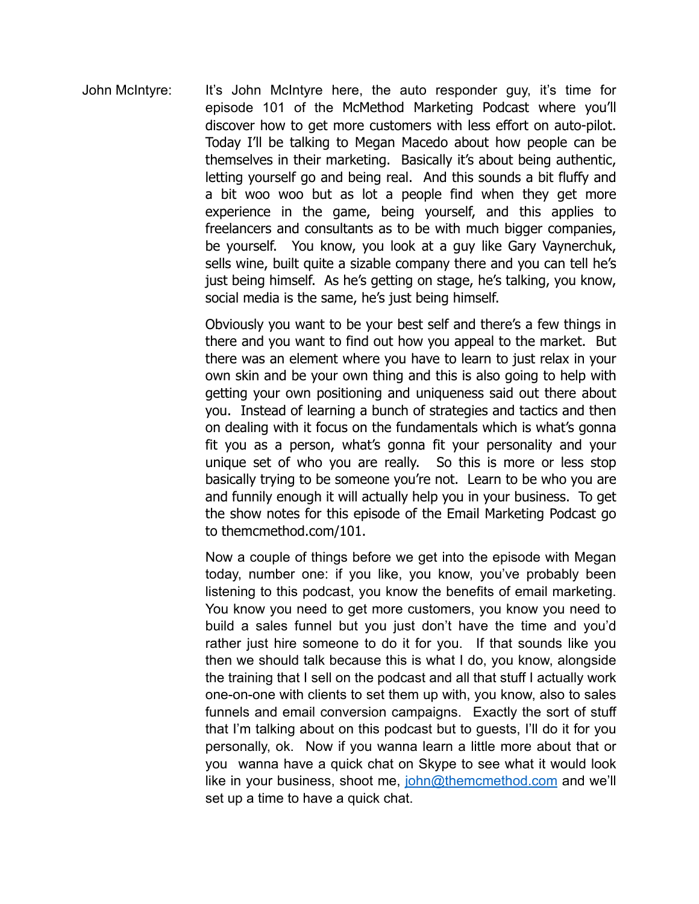John McIntyre: It's John McIntyre here, the auto responder guy, it's time for episode 101 of the McMethod Marketing Podcast where you'll discover how to get more customers with less effort on auto-pilot. Today I'll be talking to Megan Macedo about how people can be themselves in their marketing. Basically it's about being authentic, letting yourself go and being real. And this sounds a bit fluffy and a bit woo woo but as lot a people find when they get more experience in the game, being yourself, and this applies to freelancers and consultants as to be with much bigger companies, be yourself. You know, you look at a guy like Gary Vaynerchuk, sells wine, built quite a sizable company there and you can tell he's just being himself. As he's getting on stage, he's talking, you know, social media is the same, he's just being himself.

Obviously you want to be your best self and there's a few things in there and you want to find out how you appeal to the market. But there was an element where you have to learn to just relax in your own skin and be your own thing and this is also going to help with getting your own positioning and uniqueness said out there about you. Instead of learning a bunch of strategies and tactics and then on dealing with it focus on the fundamentals which is what's gonna fit you as a person, what's gonna fit your personality and your unique set of who you are really. So this is more or less stop basically trying to be someone you're not. Learn to be who you are and funnily enough it will actually help you in your business. To get the show notes for this episode of the Email Marketing Podcast go to themcmethod.com/101.

Now a couple of things before we get into the episode with Megan today, number one: if you like, you know, you've probably been listening to this podcast, you know the benefits of email marketing. You know you need to get more customers, you know you need to build a sales funnel but you just don't have the time and you'd rather just hire someone to do it for you. If that sounds like you then we should talk because this is what I do, you know, alongside the training that I sell on the podcast and all that stuff I actually work one-on-one with clients to set them up with, you know, also to sales funnels and email conversion campaigns. Exactly the sort of stuff that I'm talking about on this podcast but to guests, I'll do it for you personally, ok. Now if you wanna learn a little more about that or you wanna have a quick chat on Skype to see what it would look like in your business, shoot me, john@themcmethod.com and we'll set up a time to have a quick chat.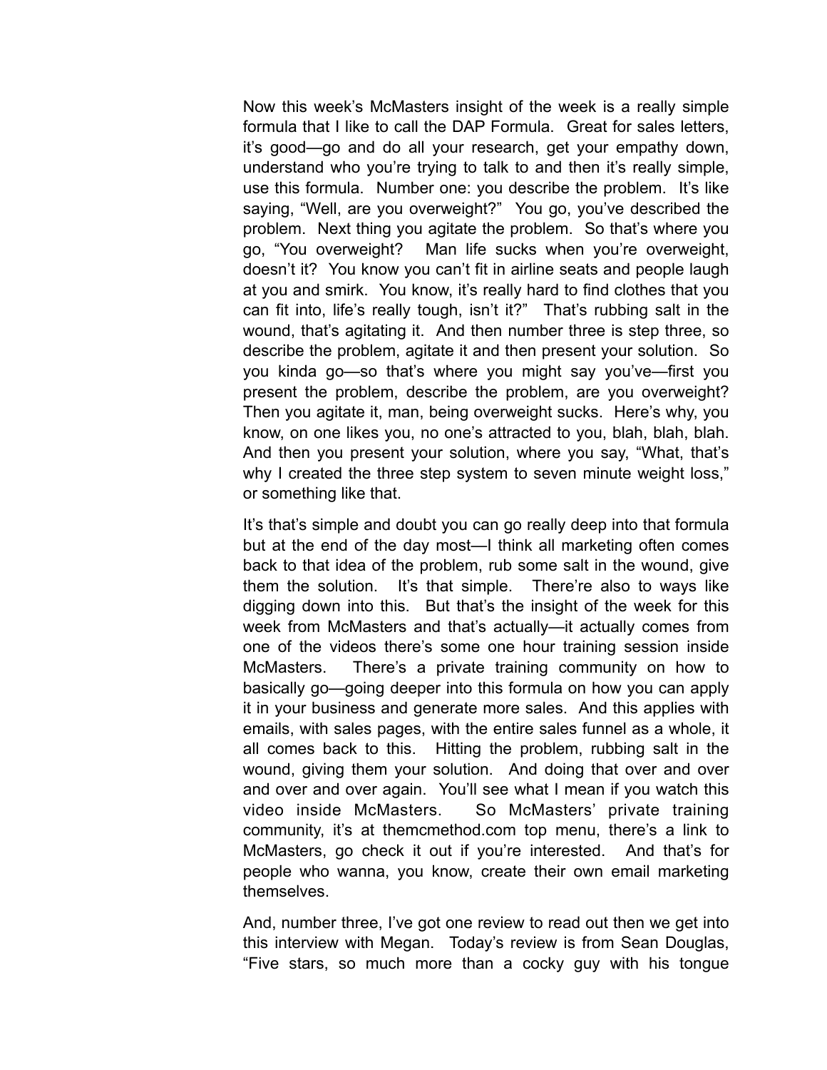Now this week's McMasters insight of the week is a really simple formula that I like to call the DAP Formula. Great for sales letters, it's good—go and do all your research, get your empathy down, understand who you're trying to talk to and then it's really simple, use this formula. Number one: you describe the problem. It's like saying, "Well, are you overweight?" You go, you've described the problem. Next thing you agitate the problem. So that's where you go, "You overweight? Man life sucks when you're overweight, doesn't it? You know you can't fit in airline seats and people laugh at you and smirk. You know, it's really hard to find clothes that you can fit into, life's really tough, isn't it?" That's rubbing salt in the wound, that's agitating it. And then number three is step three, so describe the problem, agitate it and then present your solution. So you kinda go—so that's where you might say you've—first you present the problem, describe the problem, are you overweight? Then you agitate it, man, being overweight sucks. Here's why, you know, on one likes you, no one's attracted to you, blah, blah, blah. And then you present your solution, where you say, "What, that's why I created the three step system to seven minute weight loss," or something like that.

It's that's simple and doubt you can go really deep into that formula but at the end of the day most—I think all marketing often comes back to that idea of the problem, rub some salt in the wound, give them the solution. It's that simple. There're also to ways like digging down into this. But that's the insight of the week for this week from McMasters and that's actually—it actually comes from one of the videos there's some one hour training session inside McMasters. There's a private training community on how to basically go—going deeper into this formula on how you can apply it in your business and generate more sales. And this applies with emails, with sales pages, with the entire sales funnel as a whole, it all comes back to this. Hitting the problem, rubbing salt in the wound, giving them your solution. And doing that over and over and over and over again. You'll see what I mean if you watch this video inside McMasters. So McMasters' private training community, it's at themcmethod.com top menu, there's a link to McMasters, go check it out if you're interested. And that's for people who wanna, you know, create their own email marketing themselves.

And, number three, I've got one review to read out then we get into this interview with Megan. Today's review is from Sean Douglas, "Five stars, so much more than a cocky guy with his tongue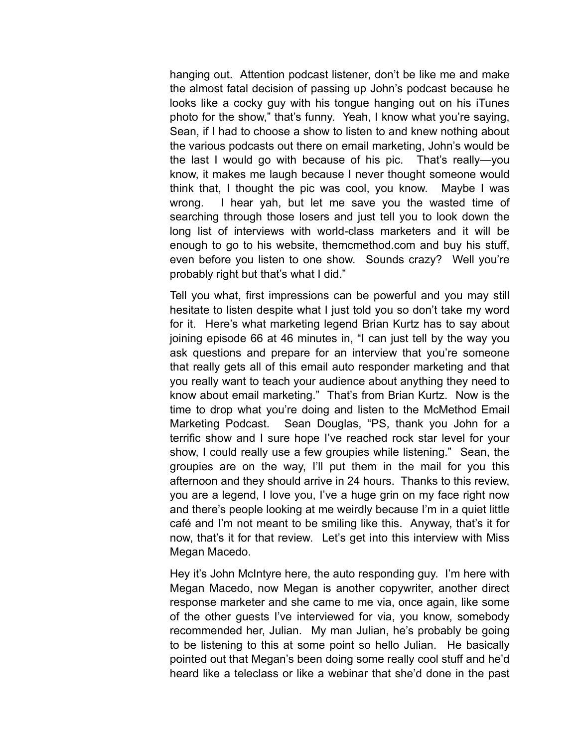hanging out. Attention podcast listener, don't be like me and make the almost fatal decision of passing up John's podcast because he looks like a cocky guy with his tongue hanging out on his iTunes photo for the show," that's funny. Yeah, I know what you're saying, Sean, if I had to choose a show to listen to and knew nothing about the various podcasts out there on email marketing, John's would be the last I would go with because of his pic. That's really—you know, it makes me laugh because I never thought someone would think that, I thought the pic was cool, you know. Maybe I was wrong. I hear yah, but let me save you the wasted time of searching through those losers and just tell you to look down the long list of interviews with world-class marketers and it will be enough to go to his website, themcmethod.com and buy his stuff, even before you listen to one show. Sounds crazy? Well you're probably right but that's what I did."

Tell you what, first impressions can be powerful and you may still hesitate to listen despite what I just told you so don't take my word for it. Here's what marketing legend Brian Kurtz has to say about joining episode 66 at 46 minutes in, "I can just tell by the way you ask questions and prepare for an interview that you're someone that really gets all of this email auto responder marketing and that you really want to teach your audience about anything they need to know about email marketing." That's from Brian Kurtz. Now is the time to drop what you're doing and listen to the McMethod Email Marketing Podcast. Sean Douglas, "PS, thank you John for a terrific show and I sure hope I've reached rock star level for your show, I could really use a few groupies while listening." Sean, the groupies are on the way, I'll put them in the mail for you this afternoon and they should arrive in 24 hours. Thanks to this review, you are a legend, I love you, I've a huge grin on my face right now and there's people looking at me weirdly because I'm in a quiet little café and I'm not meant to be smiling like this. Anyway, that's it for now, that's it for that review. Let's get into this interview with Miss Megan Macedo.

Hey it's John McIntyre here, the auto responding guy. I'm here with Megan Macedo, now Megan is another copywriter, another direct response marketer and she came to me via, once again, like some of the other guests I've interviewed for via, you know, somebody recommended her, Julian. My man Julian, he's probably be going to be listening to this at some point so hello Julian. He basically pointed out that Megan's been doing some really cool stuff and he'd heard like a teleclass or like a webinar that she'd done in the past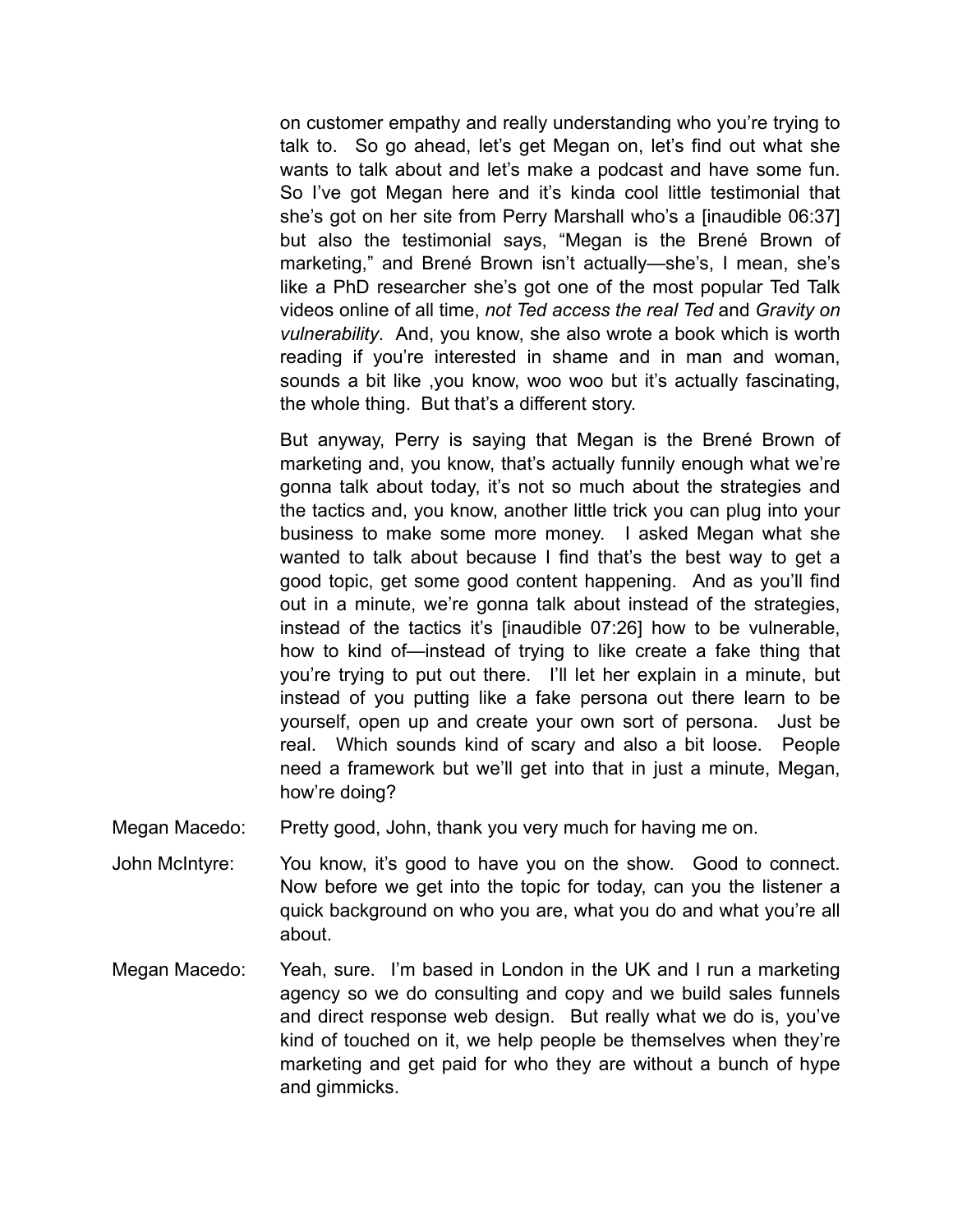on customer empathy and really understanding who you're trying to talk to. So go ahead, let's get Megan on, let's find out what she wants to talk about and let's make a podcast and have some fun. So I've got Megan here and it's kinda cool little testimonial that she's got on her site from Perry Marshall who's a [inaudible 06:37] but also the testimonial says, "Megan is the Brené Brown of marketing," and Brené Brown isn't actually—she's, I mean, she's like a PhD researcher she's got one of the most popular Ted Talk videos online of all time, *not Ted access the real Ted* and *Gravity on vulnerability*. And, you know, she also wrote a book which is worth reading if you're interested in shame and in man and woman, sounds a bit like ,you know, woo woo but it's actually fascinating, the whole thing. But that's a different story.

But anyway, Perry is saying that Megan is the Brené Brown of marketing and, you know, that's actually funnily enough what we're gonna talk about today, it's not so much about the strategies and the tactics and, you know, another little trick you can plug into your business to make some more money. I asked Megan what she wanted to talk about because I find that's the best way to get a good topic, get some good content happening. And as you'll find out in a minute, we're gonna talk about instead of the strategies, instead of the tactics it's [inaudible 07:26] how to be vulnerable, how to kind of—instead of trying to like create a fake thing that you're trying to put out there. I'll let her explain in a minute, but instead of you putting like a fake persona out there learn to be yourself, open up and create your own sort of persona. Just be real. Which sounds kind of scary and also a bit loose. People need a framework but we'll get into that in just a minute, Megan, how're doing?

Megan Macedo: Pretty good, John, thank you very much for having me on.

John McIntyre: You know, it's good to have you on the show. Good to connect. Now before we get into the topic for today, can you the listener a quick background on who you are, what you do and what you're all about.

Megan Macedo: Yeah, sure. I'm based in London in the UK and I run a marketing agency so we do consulting and copy and we build sales funnels and direct response web design. But really what we do is, you've kind of touched on it, we help people be themselves when they're marketing and get paid for who they are without a bunch of hype and gimmicks.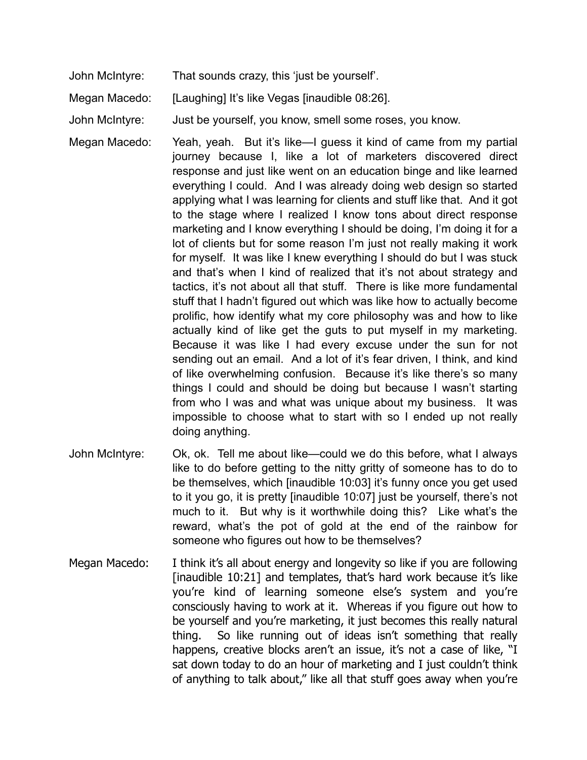John McIntyre: That sounds crazy, this 'just be yourself'.

Megan Macedo: [Laughing] It's like Vegas [inaudible 08:26].

John McIntyre: Just be yourself, you know, smell some roses, you know.

Megan Macedo: Yeah, yeah. But it's like—I guess it kind of came from my partial journey because I, like a lot of marketers discovered direct response and just like went on an education binge and like learned everything I could. And I was already doing web design so started applying what I was learning for clients and stuff like that. And it got to the stage where I realized I know tons about direct response marketing and I know everything I should be doing, I'm doing it for a lot of clients but for some reason I'm just not really making it work for myself. It was like I knew everything I should do but I was stuck and that's when I kind of realized that it's not about strategy and tactics, it's not about all that stuff. There is like more fundamental stuff that I hadn't figured out which was like how to actually become prolific, how identify what my core philosophy was and how to like actually kind of like get the guts to put myself in my marketing. Because it was like I had every excuse under the sun for not sending out an email. And a lot of it's fear driven, I think, and kind of like overwhelming confusion. Because it's like there's so many things I could and should be doing but because I wasn't starting from who I was and what was unique about my business. It was impossible to choose what to start with so I ended up not really doing anything.

John McIntyre: Ok, ok. Tell me about like—could we do this before, what I always like to do before getting to the nitty gritty of someone has to do to be themselves, which [inaudible 10:03] it's funny once you get used to it you go, it is pretty [inaudible 10:07] just be yourself, there's not much to it. But why is it worthwhile doing this? Like what's the reward, what's the pot of gold at the end of the rainbow for someone who figures out how to be themselves?

Megan Macedo: I think it's all about energy and longevity so like if you are following [inaudible 10:21] and templates, that's hard work because it's like you're kind of learning someone else's system and you're consciously having to work at it. Whereas if you figure out how to be yourself and you're marketing, it just becomes this really natural thing. So like running out of ideas isn't something that really happens, creative blocks aren't an issue, it's not a case of like, "I sat down today to do an hour of marketing and I just couldn't think of anything to talk about," like all that stuff goes away when you're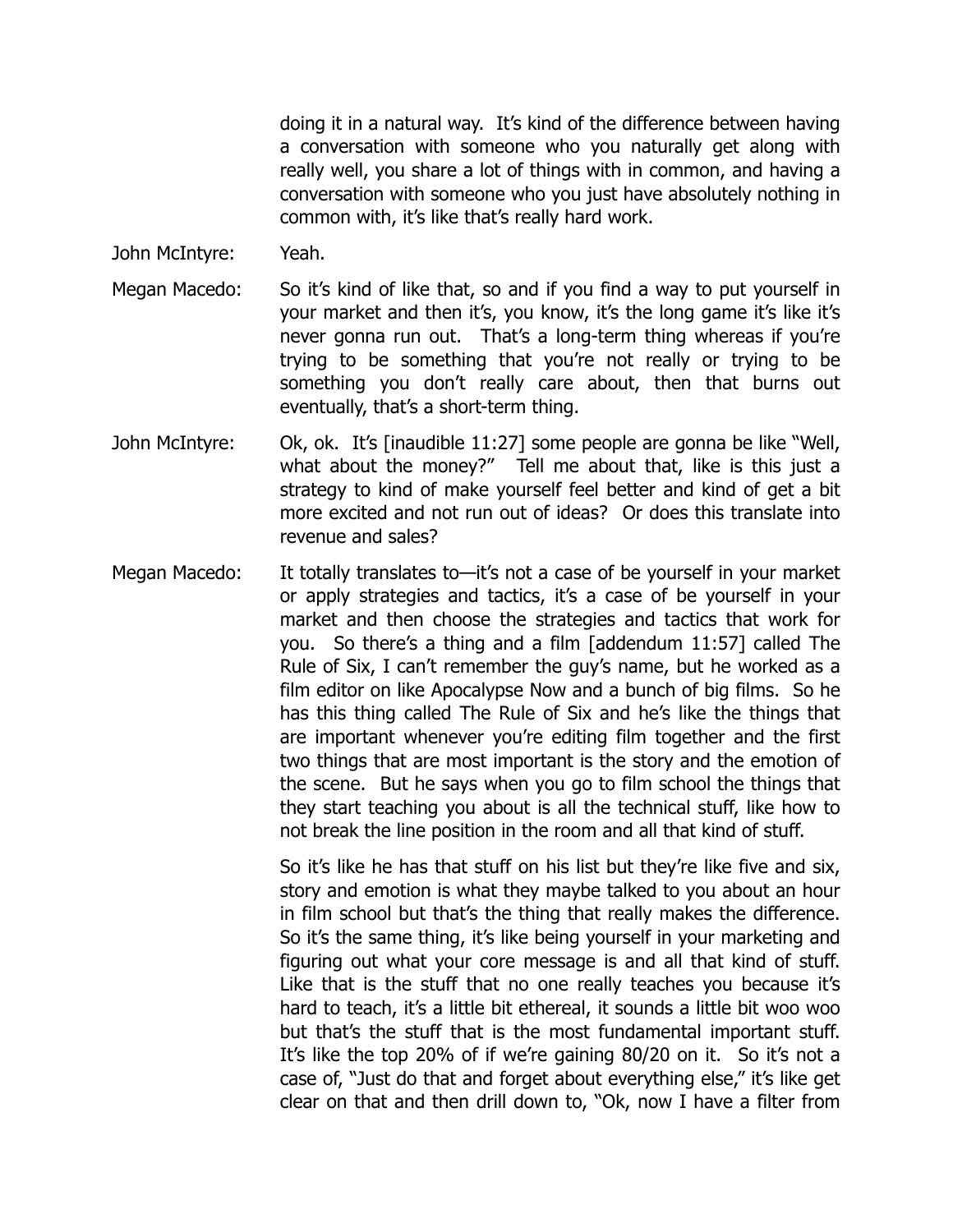doing it in a natural way. It's kind of the difference between having a conversation with someone who you naturally get along with really well, you share a lot of things with in common, and having a conversation with someone who you just have absolutely nothing in common with, it's like that's really hard work.

John McIntyre: Yeah.

Megan Macedo: So it's kind of like that, so and if you find a way to put yourself in your market and then it's, you know, it's the long game it's like it's never gonna run out. That's a long-term thing whereas if you're trying to be something that you're not really or trying to be something you don't really care about, then that burns out eventually, that's a short-term thing.

John McIntyre: Ok, ok. It's [inaudible 11:27] some people are gonna be like "Well, what about the money?" Tell me about that, like is this just a strategy to kind of make yourself feel better and kind of get a bit more excited and not run out of ideas? Or does this translate into revenue and sales?

Megan Macedo: It totally translates to—it's not a case of be yourself in your market or apply strategies and tactics, it's a case of be yourself in your market and then choose the strategies and tactics that work for you. So there's a thing and a film [addendum 11:57] called The Rule of Six, I can't remember the guy's name, but he worked as a film editor on like Apocalypse Now and a bunch of big films. So he has this thing called The Rule of Six and he's like the things that are important whenever you're editing film together and the first two things that are most important is the story and the emotion of the scene. But he says when you go to film school the things that they start teaching you about is all the technical stuff, like how to not break the line position in the room and all that kind of stuff.

So it's like he has that stuff on his list but they're like five and six, story and emotion is what they maybe talked to you about an hour in film school but that's the thing that really makes the difference. So it's the same thing, it's like being yourself in your marketing and figuring out what your core message is and all that kind of stuff. Like that is the stuff that no one really teaches you because it's hard to teach, it's a little bit ethereal, it sounds a little bit woo woo but that's the stuff that is the most fundamental important stuff. It's like the top 20% of if we're gaining 80/20 on it. So it's not a case of, "Just do that and forget about everything else," it's like get clear on that and then drill down to, "Ok, now I have a filter from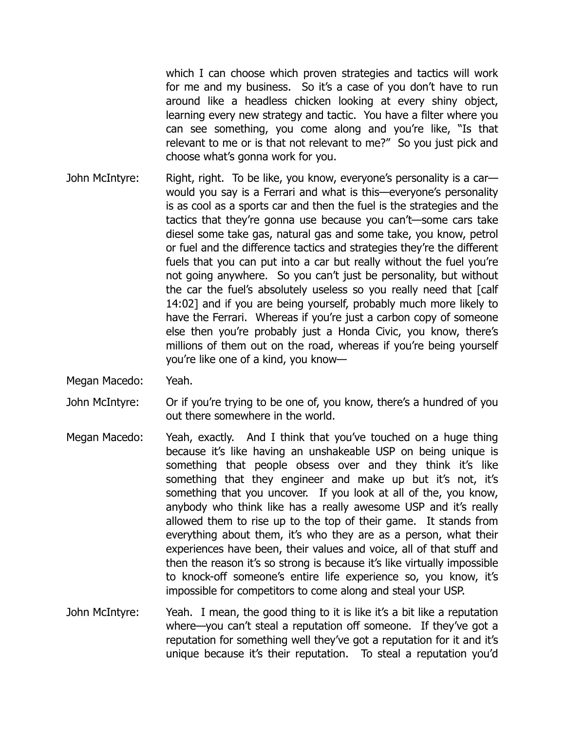which I can choose which proven strategies and tactics will work for me and my business. So it's a case of you don't have to run around like a headless chicken looking at every shiny object, learning every new strategy and tactic. You have a filter where you can see something, you come along and you're like, "Is that relevant to me or is that not relevant to me?" So you just pick and choose what's gonna work for you.

John McIntyre: Right, right. To be like, you know, everyone's personality is a car—would you say is a Ferrari and what is this—everyone's personality is as cool as a sports car and then the fuel is the strategies and the tactics that they're gonna use because you can't—some cars take diesel some take gas, natural gas and some take, you know, petrol or fuel and the difference tactics and strategies they're the different fuels that you can put into a car but really without the fuel you're not going anywhere. So you can't just be personality, but without the car the fuel's absolutely useless so you really need that [calf 14:02] and if you are being yourself, probably much more likely to have the Ferrari. Whereas if you're just a carbon copy of someone else then you're probably just a Honda Civic, you know, there's millions of them out on the road, whereas if you're being yourself you're like one of a kind, you know—

Megan Macedo: Yeah.

John McIntyre: Or if you're trying to be one of, you know, there's a hundred of you out there somewhere in the world.

Megan Macedo: Yeah, exactly. And I think that you've touched on a huge thing because it's like having an unshakeable USP on being unique is something that people obsess over and they think it's like something that they engineer and make up but it's not, it's something that you uncover. If you look at all of the, you know, anybody who think like has a really awesome USP and it's really allowed them to rise up to the top of their game. It stands from everything about them, it's who they are as a person, what their experiences have been, their values and voice, all of that stuff and then the reason it's so strong is because it's like virtually impossible to knock-off someone's entire life experience so, you know, it's impossible for competitors to come along and steal your USP.

John McIntyre: Yeah. I mean, the good thing to it is like it's a bit like a reputation where—you can't steal a reputation off someone. If they've got a reputation for something well they've got a reputation for it and it's unique because it's their reputation. To steal a reputation you'd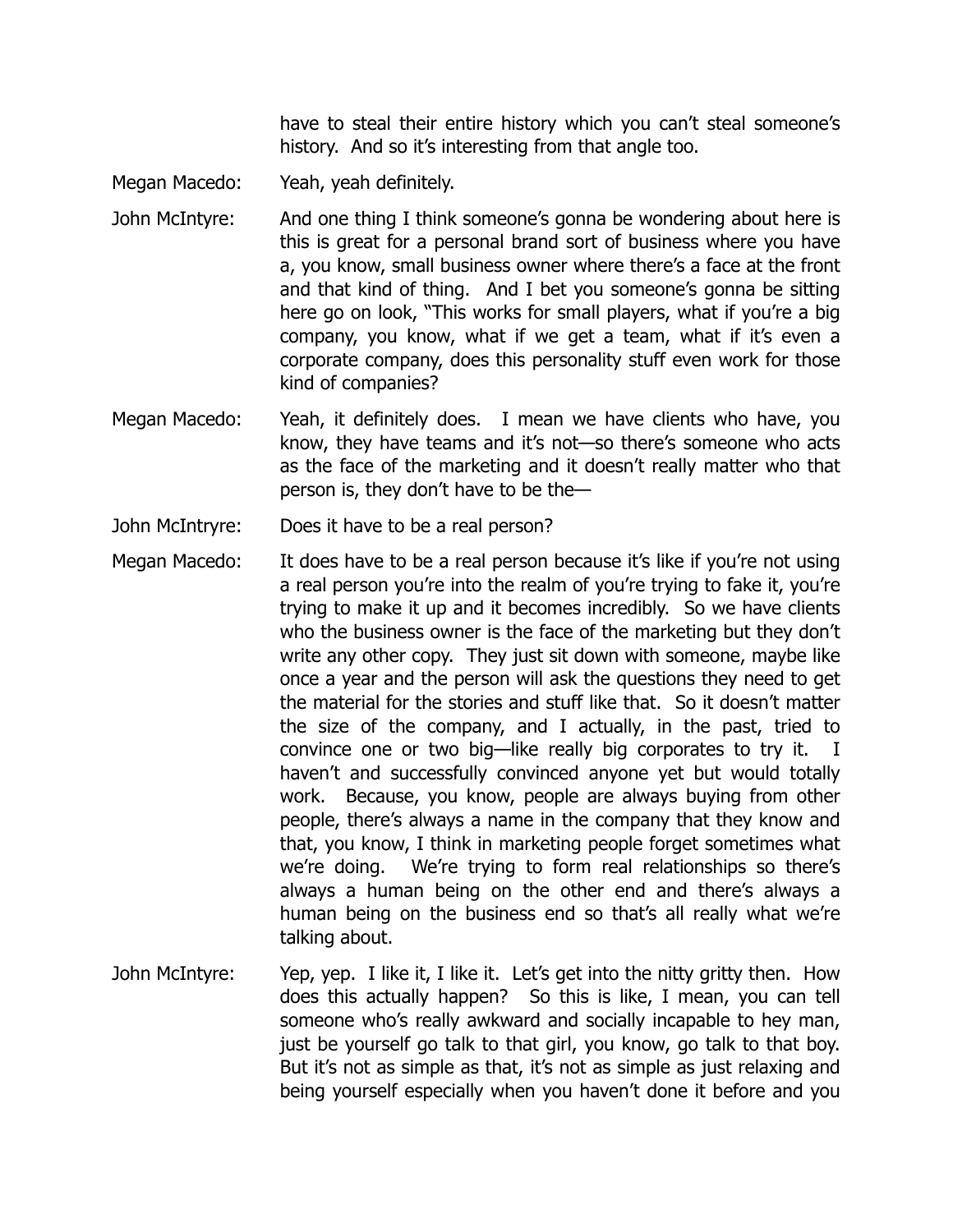have to steal their entire history which you can't steal someone's history. And so it's interesting from that angle too.

Megan Macedo: Yeah, yeah definitely.

John McIntyre: And one thing I think someone's gonna be wondering about here is this is great for a personal brand sort of business where you have a, you know, small business owner where there's a face at the front and that kind of thing. And I bet you someone's gonna be sitting here go on look, "This works for small players, what if you're a big company, you know, what if we get a team, what if it's even a corporate company, does this personality stuff even work for those kind of companies?

Megan Macedo: Yeah, it definitely does. I mean we have clients who have, you know, they have teams and it's not—so there's someone who acts as the face of the marketing and it doesn't really matter who that person is, they don't have to be the—

John McIntryre: Does it have to be a real person?

Megan Macedo: It does have to be a real person because it's like if you're not using a real person you're into the realm of you're trying to fake it, you're trying to make it up and it becomes incredibly. So we have clients who the business owner is the face of the marketing but they don't write any other copy. They just sit down with someone, maybe like once a year and the person will ask the questions they need to get the material for the stories and stuff like that. So it doesn't matter the size of the company, and I actually, in the past, tried to convince one or two big—like really big corporates to try it. I haven't and successfully convinced anyone yet but would totally work. Because, you know, people are always buying from other people, there's always a name in the company that they know and that, you know, I think in marketing people forget sometimes what we're doing. We're trying to form real relationships so there's always a human being on the other end and there's always a human being on the business end so that's all really what we're talking about.

John McIntyre: Yep, yep. I like it, I like it. Let's get into the nitty gritty then. How does this actually happen? So this is like, I mean, you can tell someone who's really awkward and socially incapable to hey man, just be yourself go talk to that girl, you know, go talk to that boy. But it's not as simple as that, it's not as simple as just relaxing and being yourself especially when you haven't done it before and you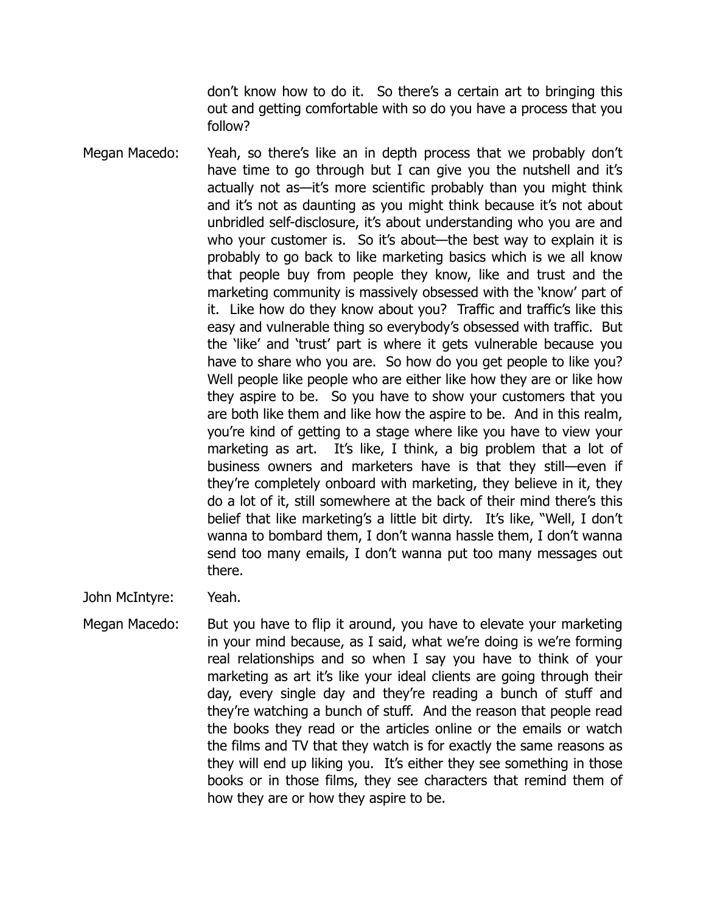don't know how to do it. So there's a certain art to bringing this out and getting comfortable with so do you have a process that you follow?

Megan Macedo: Yeah, so there's like an in depth process that we probably don't have time to go through but I can give you the nutshell and it's actually not as—it's more scientific probably than you might think and it's not as daunting as you might think because it's not about unbridled self-disclosure, it's about understanding who you are and who your customer is. So it's about—the best way to explain it is probably to go back to like marketing basics which is we all know that people buy from people they know, like and trust and the marketing community is massively obsessed with the 'know' part of it. Like how do they know about you? Traffic and traffic's like this easy and vulnerable thing so everybody's obsessed with traffic. But the 'like' and 'trust' part is where it gets vulnerable because you have to share who you are. So how do you get people to like you? Well people like people who are either like how they are or like how they aspire to be. So you have to show your customers that you are both like them and like how the aspire to be. And in this realm, you're kind of getting to a stage where like you have to view your marketing as art. It's like, I think, a big problem that a lot of business owners and marketers have is that they still—even if they're completely onboard with marketing, they believe in it, they do a lot of it, still somewhere at the back of their mind there's this belief that like marketing's a little bit dirty. It's like, "Well, I don't wanna to bombard them, I don't wanna hassle them, I don't wanna send too many emails, I don't wanna put too many messages out there.

John McIntyre: Yeah.

Megan Macedo: But you have to flip it around, you have to elevate your marketing in your mind because, as I said, what we're doing is we're forming real relationships and so when I say you have to think of your marketing as art it's like your ideal clients are going through their day, every single day and they're reading a bunch of stuff and they're watching a bunch of stuff. And the reason that people read the books they read or the articles online or the emails or watch the films and TV that they watch is for exactly the same reasons as they will end up liking you. It's either they see something in those books or in those films, they see characters that remind them of how they are or how they aspire to be.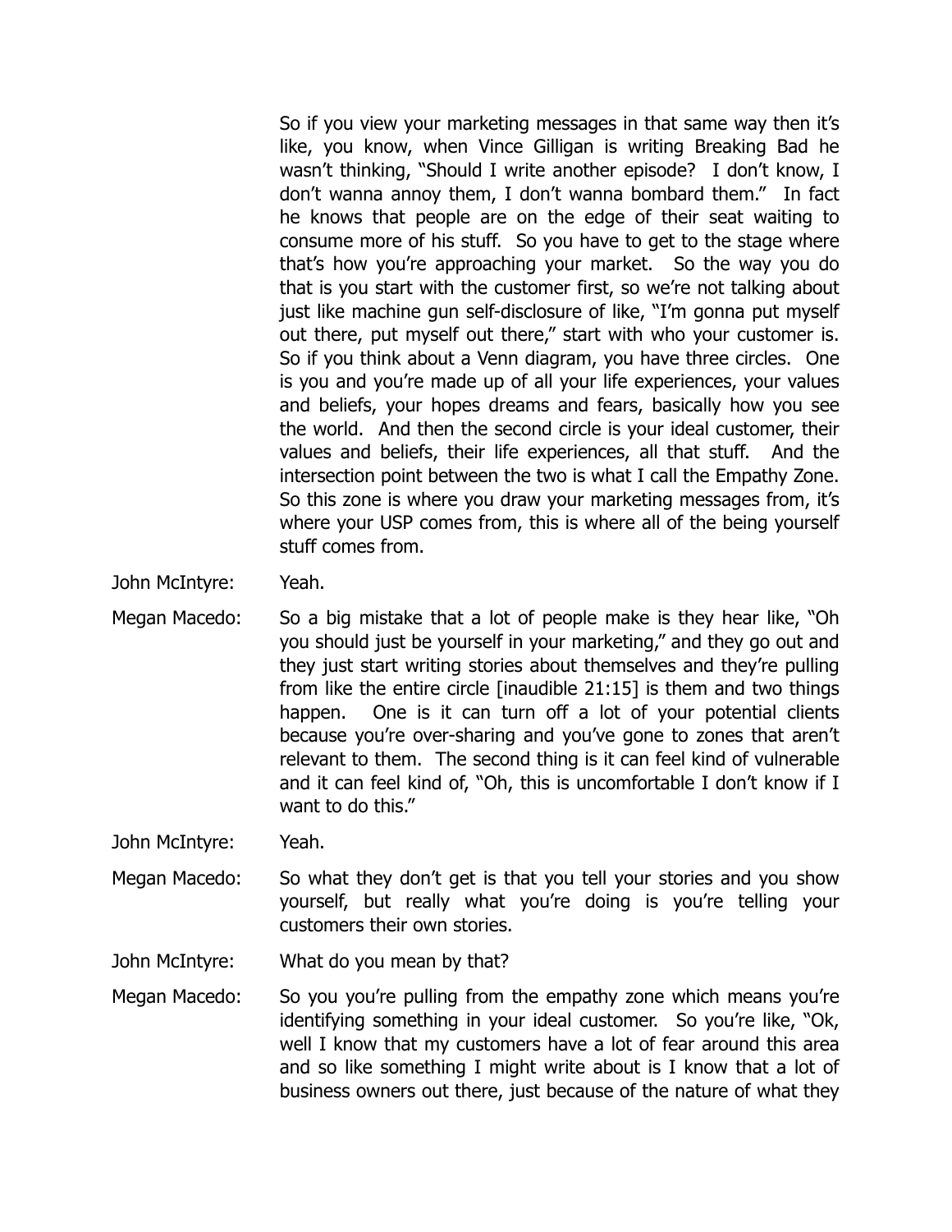So if you view your marketing messages in that same way then it's like, you know, when Vince Gilligan is writing Breaking Bad he wasn't thinking, "Should I write another episode? I don't know, I don't wanna annoy them, I don't wanna bombard them." In fact he knows that people are on the edge of their seat waiting to consume more of his stuff. So you have to get to the stage where that's how you're approaching your market. So the way you do that is you start with the customer first, so we're not talking about just like machine gun self-disclosure of like, "I'm gonna put myself out there, put myself out there," start with who your customer is. So if you think about a Venn diagram, you have three circles. One is you and you're made up of all your life experiences, your values and beliefs, your hopes dreams and fears, basically how you see the world. And then the second circle is your ideal customer, their values and beliefs, their life experiences, all that stuff. And the intersection point between the two is what I call the Empathy Zone. So this zone is where you draw your marketing messages from, it's where your USP comes from, this is where all of the being yourself stuff comes from.

John McIntyre: Yeah.

Megan Macedo: So a big mistake that a lot of people make is they hear like, "Oh you should just be yourself in your marketing," and they go out and they just start writing stories about themselves and they're pulling from like the entire circle [inaudible 21:15] is them and two things happen. One is it can turn off a lot of your potential clients because you're over-sharing and you've gone to zones that aren't relevant to them. The second thing is it can feel kind of vulnerable and it can feel kind of, "Oh, this is uncomfortable I don't know if I want to do this."

John McIntyre: Yeah.

Megan Macedo: So what they don't get is that you tell your stories and you show yourself, but really what you're doing is you're telling your customers their own stories.

John McIntyre: What do you mean by that?

Megan Macedo: So you you're pulling from the empathy zone which means you're identifying something in your ideal customer. So you're like, "Ok, well I know that my customers have a lot of fear around this area and so like something I might write about is I know that a lot of business owners out there, just because of the nature of what they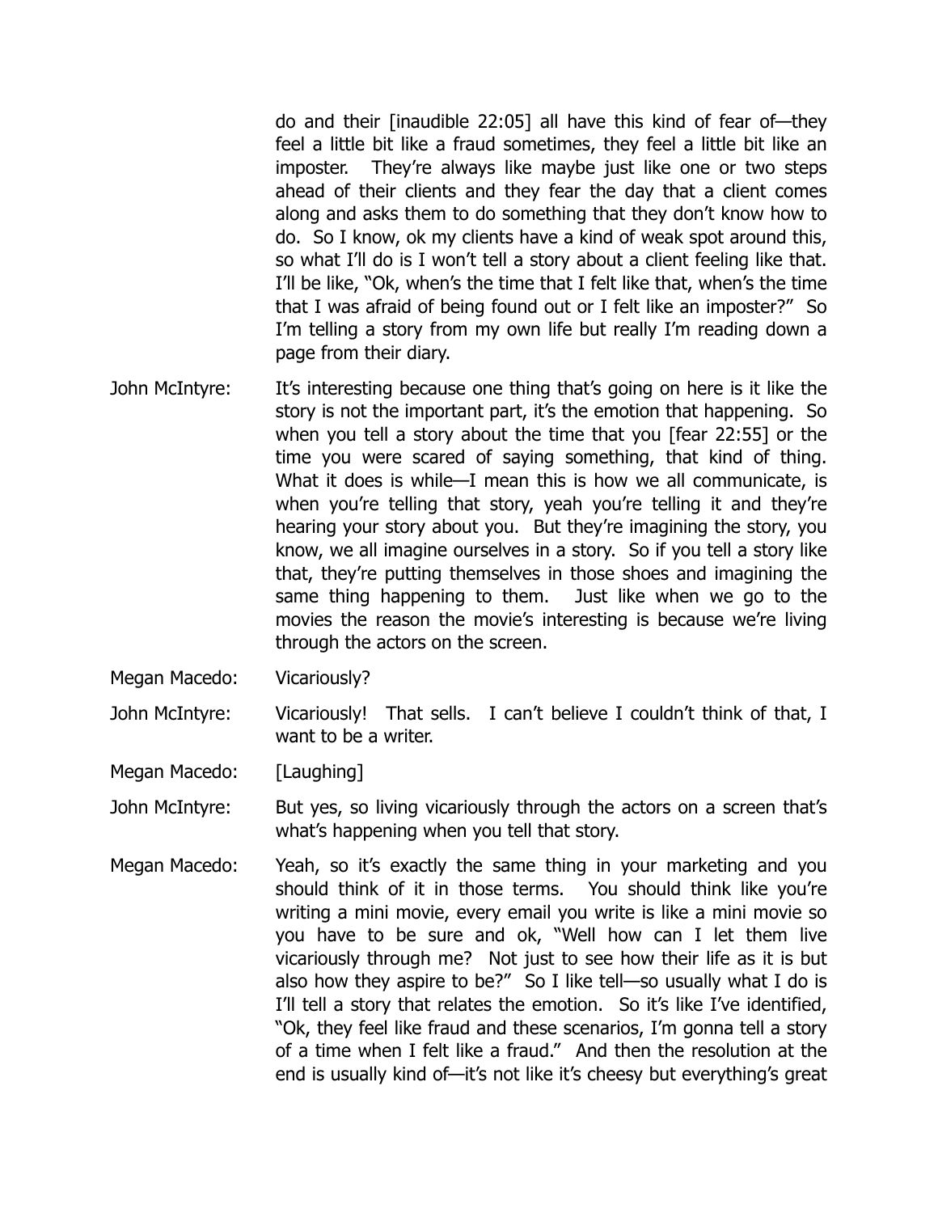do and their [inaudible 22:05] all have this kind of fear of—they feel a little bit like a fraud sometimes, they feel a little bit like an imposter. They're always like maybe just like one or two steps ahead of their clients and they fear the day that a client comes along and asks them to do something that they don't know how to do. So I know, ok my clients have a kind of weak spot around this, so what I'll do is I won't tell a story about a client feeling like that. I'll be like, "Ok, when's the time that I felt like that, when's the time that I was afraid of being found out or I felt like an imposter?" So I'm telling a story from my own life but really I'm reading down a page from their diary.

John McIntyre: It's interesting because one thing that's going on here is it like the story is not the important part, it's the emotion that happening. So when you tell a story about the time that you [fear 22:55] or the time you were scared of saying something, that kind of thing. What it does is while—I mean this is how we all communicate, is when you're telling that story, yeah you're telling it and they're hearing your story about you. But they're imagining the story, you know, we all imagine ourselves in a story. So if you tell a story like that, they're putting themselves in those shoes and imagining the same thing happening to them. Just like when we go to the movies the reason the movie's interesting is because we're living through the actors on the screen.

Megan Macedo: Vicariously?

John McIntyre: Vicariously! That sells. I can't believe I couldn't think of that, I want to be a writer.

Megan Macedo: [Laughing]

John McIntyre: But yes, so living vicariously through the actors on a screen that's what's happening when you tell that story.

Megan Macedo: Yeah, so it's exactly the same thing in your marketing and you should think of it in those terms. You should think like you're writing a mini movie, every email you write is like a mini movie so you have to be sure and ok, "Well how can I let them live vicariously through me? Not just to see how their life as it is but also how they aspire to be?" So I like tell—so usually what I do is I'll tell a story that relates the emotion. So it's like I've identified, "Ok, they feel like fraud and these scenarios, I'm gonna tell a story of a time when I felt like a fraud." And then the resolution at the end is usually kind of—it's not like it's cheesy but everything's great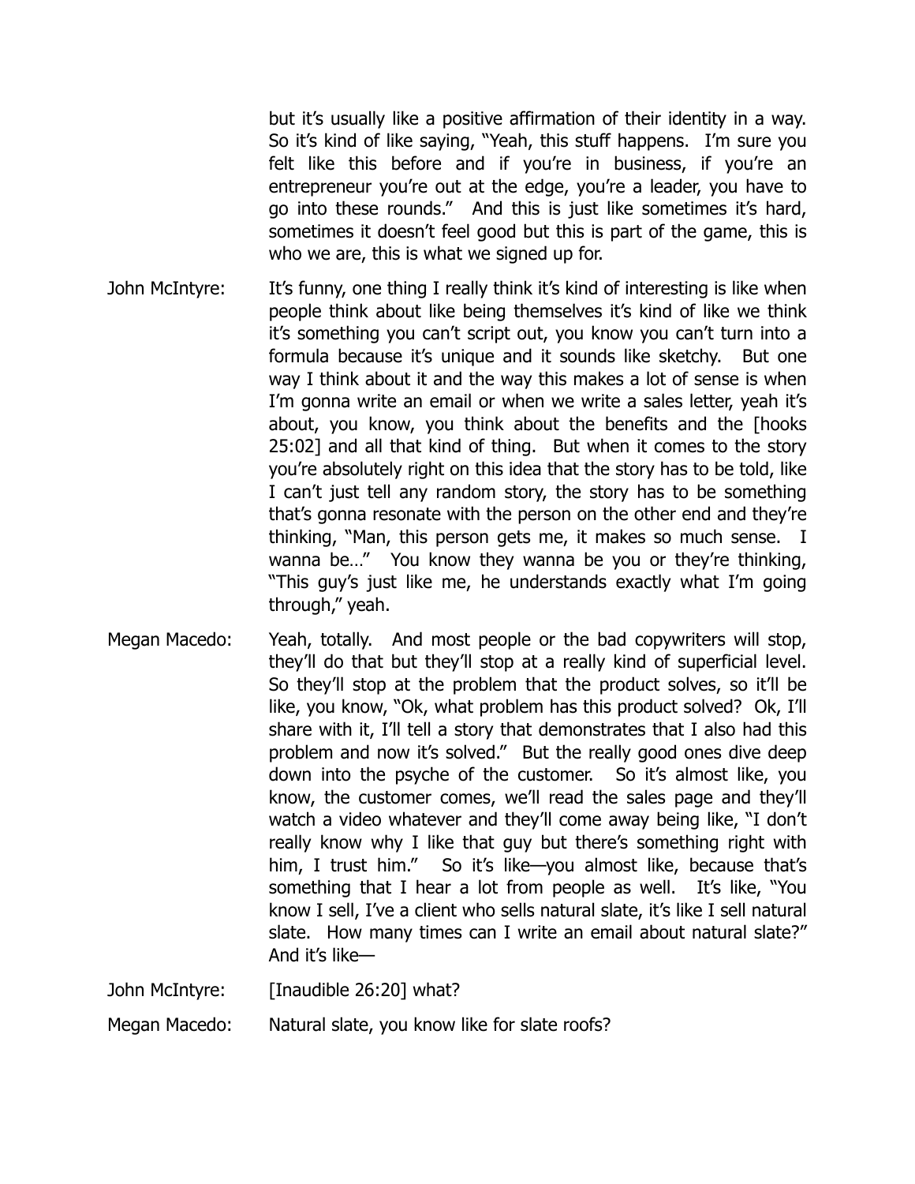but it's usually like a positive affirmation of their identity in a way. So it's kind of like saying, "Yeah, this stuff happens. I'm sure you felt like this before and if you're in business, if you're an entrepreneur you're out at the edge, you're a leader, you have to go into these rounds." And this is just like sometimes it's hard, sometimes it doesn't feel good but this is part of the game, this is who we are, this is what we signed up for.

John McIntyre: It's funny, one thing I really think it's kind of interesting is like when people think about like being themselves it's kind of like we think it's something you can't script out, you know you can't turn into a formula because it's unique and it sounds like sketchy. But one way I think about it and the way this makes a lot of sense is when I'm gonna write an email or when we write a sales letter, yeah it's about, you know, you think about the benefits and the [hooks 25:02] and all that kind of thing. But when it comes to the story you're absolutely right on this idea that the story has to be told, like I can't just tell any random story, the story has to be something that's gonna resonate with the person on the other end and they're thinking, "Man, this person gets me, it makes so much sense. I wanna be…" You know they wanna be you or they're thinking, "This guy's just like me, he understands exactly what I'm going through," yeah.

Megan Macedo: Yeah, totally. And most people or the bad copywriters will stop, they'll do that but they'll stop at a really kind of superficial level. So they'll stop at the problem that the product solves, so it'll be like, you know, "Ok, what problem has this product solved? Ok, I'll share with it, I'll tell a story that demonstrates that I also had this problem and now it's solved." But the really good ones dive deep down into the psyche of the customer. So it's almost like, you know, the customer comes, we'll read the sales page and they'll watch a video whatever and they'll come away being like, "I don't really know why I like that guy but there's something right with him, I trust him." So it's like—you almost like, because that's something that I hear a lot from people as well. It's like, "You know I sell, I've a client who sells natural slate, it's like I sell natural slate. How many times can I write an email about natural slate?" And it's like—

John McIntyre: [Inaudible 26:20] what?

Megan Macedo: Natural slate, you know like for slate roofs?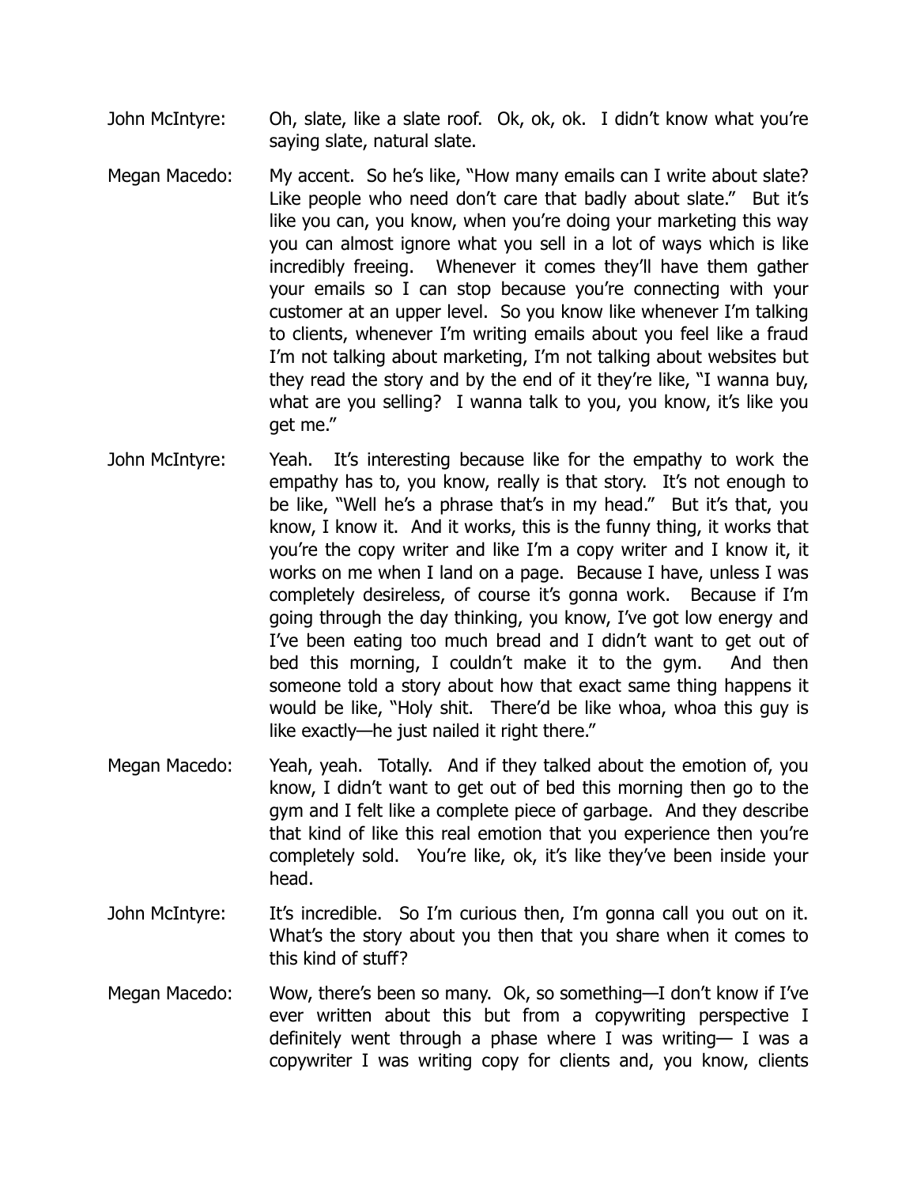John McIntyre: Oh, slate, like a slate roof. Ok, ok, ok. I didn't know what you're saying slate, natural slate.

Megan Macedo: My accent. So he's like, "How many emails can I write about slate? Like people who need don't care that badly about slate." But it's like you can, you know, when you're doing your marketing this way you can almost ignore what you sell in a lot of ways which is like incredibly freeing. Whenever it comes they'll have them gather your emails so I can stop because you're connecting with your customer at an upper level. So you know like whenever I'm talking to clients, whenever I'm writing emails about you feel like a fraud I'm not talking about marketing, I'm not talking about websites but they read the story and by the end of it they're like, "I wanna buy, what are you selling? I wanna talk to you, you know, it's like you get me."

John McIntyre: Yeah. It's interesting because like for the empathy to work the empathy has to, you know, really is that story. It's not enough to be like, "Well he's a phrase that's in my head." But it's that, you know, I know it. And it works, this is the funny thing, it works that you're the copy writer and like I'm a copy writer and I know it, it works on me when I land on a page. Because I have, unless I was completely desireless, of course it's gonna work. Because if I'm going through the day thinking, you know, I've got low energy and I've been eating too much bread and I didn't want to get out of bed this morning, I couldn't make it to the gym. And then someone told a story about how that exact same thing happens it would be like, "Holy shit. There'd be like whoa, whoa this guy is like exactly—he just nailed it right there."

Megan Macedo: Yeah, yeah. Totally. And if they talked about the emotion of, you know, I didn't want to get out of bed this morning then go to the gym and I felt like a complete piece of garbage. And they describe that kind of like this real emotion that you experience then you're completely sold. You're like, ok, it's like they've been inside your head.

John McIntyre: It's incredible. So I'm curious then, I'm gonna call you out on it. What's the story about you then that you share when it comes to this kind of stuff?

Megan Macedo: Wow, there's been so many. Ok, so something—I don't know if I've ever written about this but from a copywriting perspective I definitely went through a phase where I was writing— I was a copywriter I was writing copy for clients and, you know, clients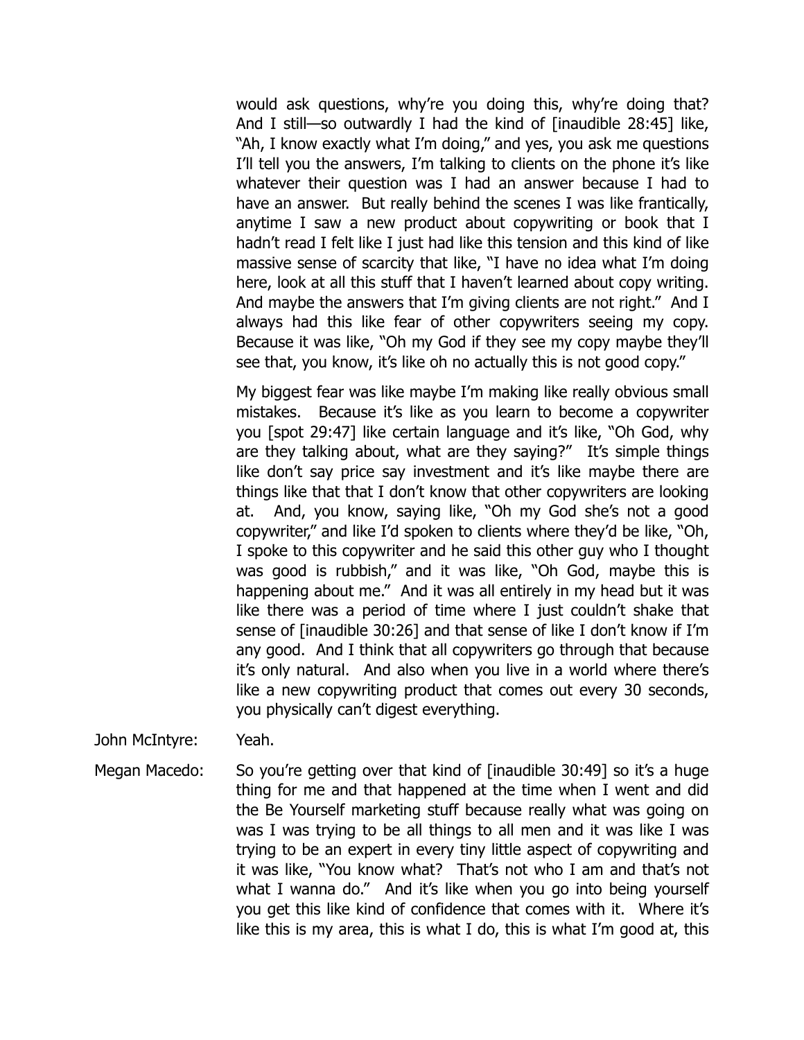would ask questions, why're you doing this, why're doing that? And I still—so outwardly I had the kind of [inaudible 28:45] like, "Ah, I know exactly what I'm doing," and yes, you ask me questions I'll tell you the answers, I'm talking to clients on the phone it's like whatever their question was I had an answer because I had to have an answer. But really behind the scenes I was like frantically, anytime I saw a new product about copywriting or book that I hadn't read I felt like I just had like this tension and this kind of like massive sense of scarcity that like, "I have no idea what I'm doing here, look at all this stuff that I haven't learned about copy writing. And maybe the answers that I'm giving clients are not right." And I always had this like fear of other copywriters seeing my copy. Because it was like, "Oh my God if they see my copy maybe they'll see that, you know, it's like oh no actually this is not good copy."

My biggest fear was like maybe I'm making like really obvious small mistakes. Because it's like as you learn to become a copywriter you [spot 29:47] like certain language and it's like, "Oh God, why are they talking about, what are they saying?" It's simple things like don't say price say investment and it's like maybe there are things like that that I don't know that other copywriters are looking at. And, you know, saying like, "Oh my God she's not a good copywriter," and like I'd spoken to clients where they'd be like, "Oh, I spoke to this copywriter and he said this other guy who I thought was good is rubbish," and it was like, "Oh God, maybe this is happening about me." And it was all entirely in my head but it was like there was a period of time where I just couldn't shake that sense of [inaudible 30:26] and that sense of like I don't know if I'm any good. And I think that all copywriters go through that because it's only natural. And also when you live in a world where there's like a new copywriting product that comes out every 30 seconds, you physically can't digest everything.

John McIntyre: Yeah.

Megan Macedo: So you're getting over that kind of [inaudible 30:49] so it's a huge thing for me and that happened at the time when I went and did the Be Yourself marketing stuff because really what was going on was I was trying to be all things to all men and it was like I was trying to be an expert in every tiny little aspect of copywriting and it was like, "You know what? That's not who I am and that's not what I wanna do." And it's like when you go into being yourself you get this like kind of confidence that comes with it. Where it's like this is my area, this is what I do, this is what I'm good at, this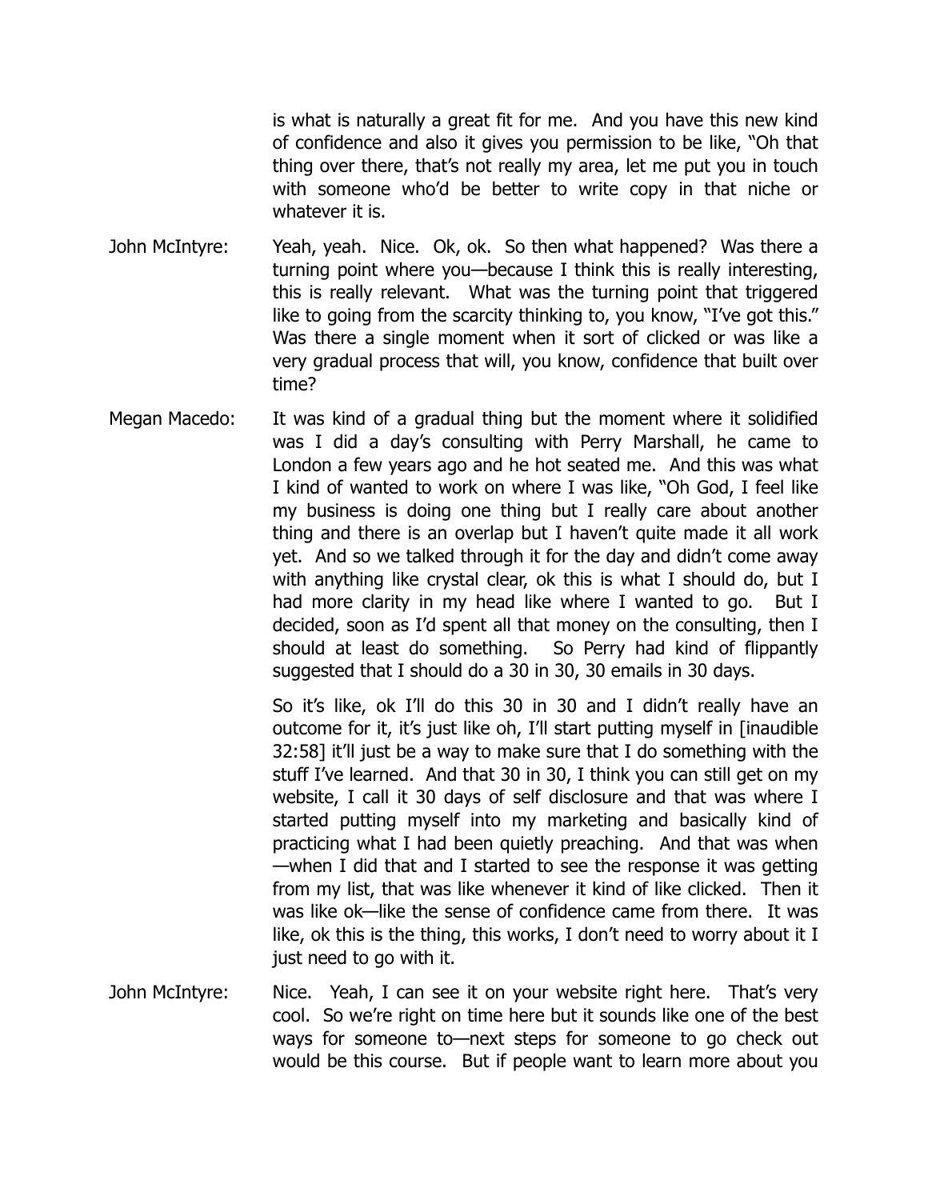is what is naturally a great fit for me. And you have this new kind of confidence and also it gives you permission to be like, "Oh that thing over there, that's not really my area, let me put you in touch with someone who'd be better to write copy in that niche or whatever it is.

John McIntyre: Yeah, yeah. Nice. Ok, ok. So then what happened? Was there a turning point where you—because I think this is really interesting, this is really relevant. What was the turning point that triggered like to going from the scarcity thinking to, you know, "I've got this." Was there a single moment when it sort of clicked or was like a very gradual process that will, you know, confidence that built over time?

Megan Macedo: It was kind of a gradual thing but the moment where it solidified was I did a day's consulting with Perry Marshall, he came to London a few years ago and he hot seated me. And this was what I kind of wanted to work on where I was like, "Oh God, I feel like my business is doing one thing but I really care about another thing and there is an overlap but I haven't quite made it all work yet. And so we talked through it for the day and didn't come away with anything like crystal clear, ok this is what I should do, but I had more clarity in my head like where I wanted to go. But I decided, soon as I'd spent all that money on the consulting, then I should at least do something. So Perry had kind of flippantly suggested that I should do a 30 in 30, 30 emails in 30 days.

So it's like, ok I'll do this 30 in 30 and I didn't really have an outcome for it, it's just like oh, I'll start putting myself in [inaudible 32:58] it'll just be a way to make sure that I do something with the stuff I've learned. And that 30 in 30, I think you can still get on my website, I call it 30 days of self disclosure and that was where I started putting myself into my marketing and basically kind of practicing what I had been quietly preaching. And that was when —when I did that and I started to see the response it was getting from my list, that was like whenever it kind of like clicked. Then it was like ok—like the sense of confidence came from there. It was like, ok this is the thing, this works, I don't need to worry about it I just need to go with it.

John McIntyre: Nice. Yeah, I can see it on your website right here. That's very cool. So we're right on time here but it sounds like one of the best ways for someone to—next steps for someone to go check out would be this course. But if people want to learn more about you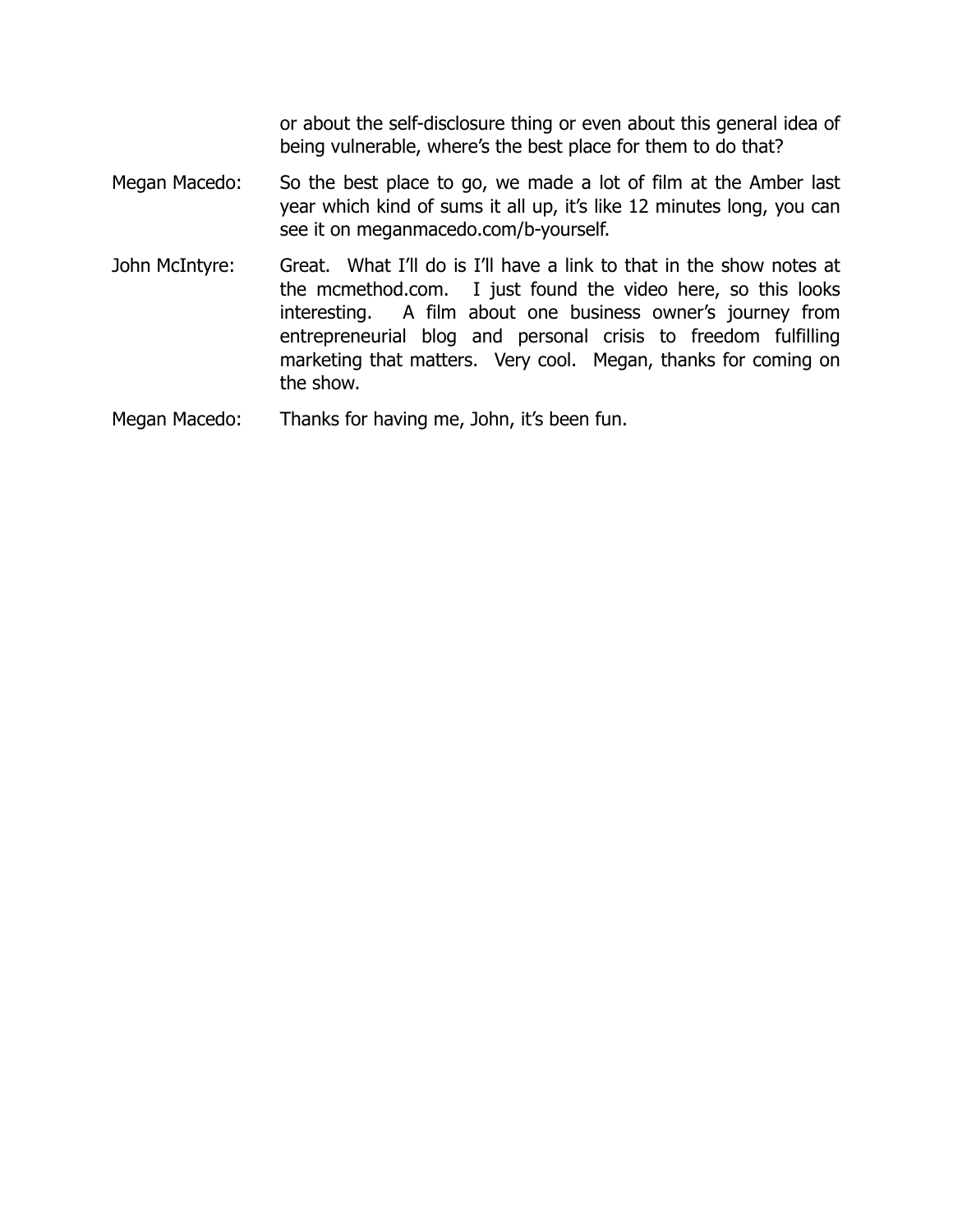or about the self-disclosure thing or even about this general idea of being vulnerable, where's the best place for them to do that?

Megan Macedo: So the best place to go, we made a lot of film at the Amber last year which kind of sums it all up, it's like 12 minutes long, you can see it on meganmacedo.com/b-yourself.

John McIntyre: Great. What I'll do is I'll have a link to that in the show notes at the mcmethod.com. I just found the video here, so this looks interesting. A film about one business owner's journey from entrepreneurial blog and personal crisis to freedom fulfilling marketing that matters. Very cool. Megan, thanks for coming on the show.

Megan Macedo: Thanks for having me, John, it's been fun.